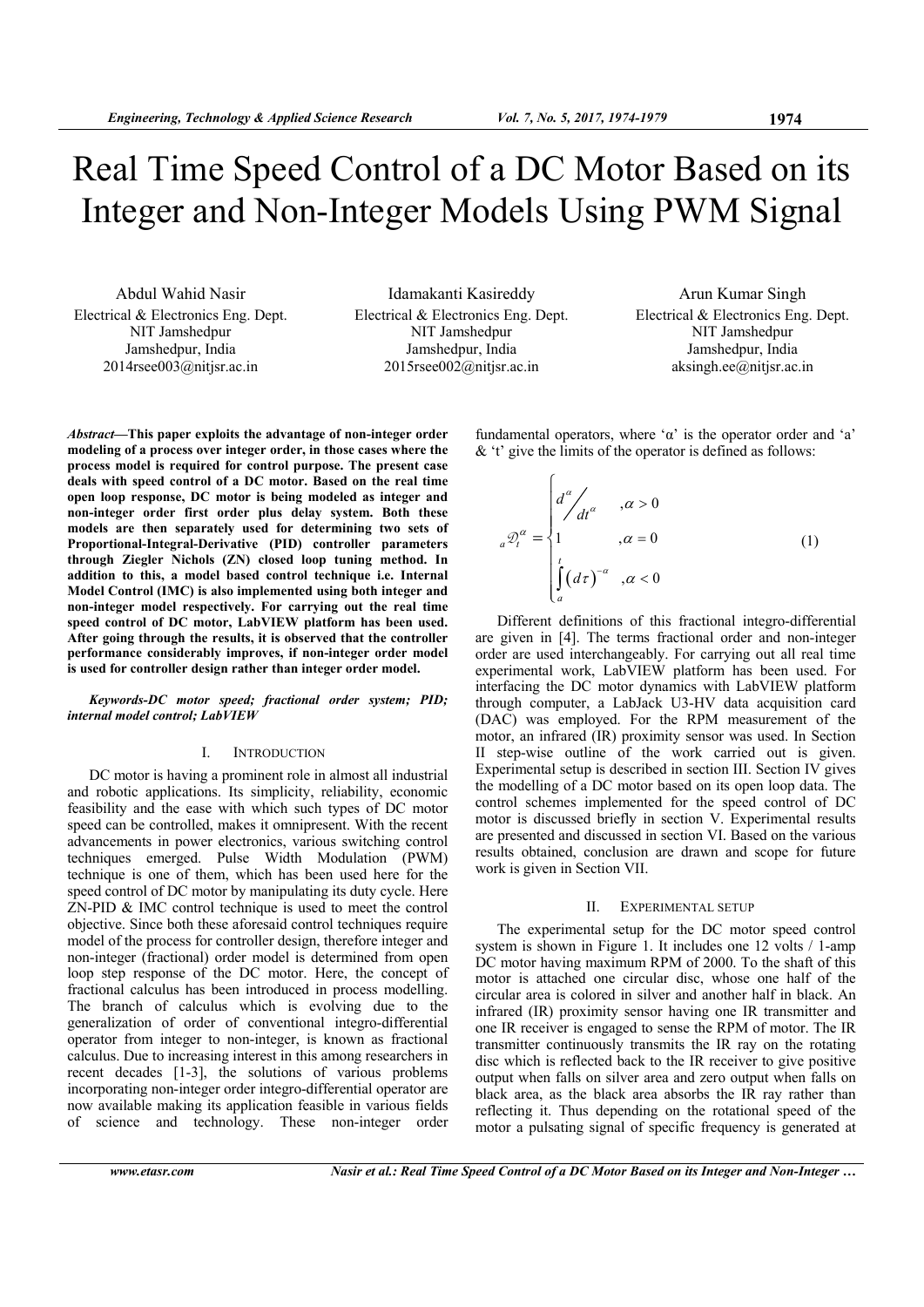# Real Time Speed Control of a DC Motor Based on its Integer and Non-Integer Models Using PWM Signal

Abdul Wahid Nasir
Electrical & Electronics Eng. Dept.
NIT Jamshedpur
Jamshedpur, India
2014rsee003@nitjsr.ac.in

Idamakanti Kasireddy
Electrical & Electronics Eng. Dept.
NIT Jamshedpur
Jamshedpur, India
2015rsee002@nitjsr.ac.in

Arun Kumar Singh
Electrical & Electronics Eng. Dept.
NIT Jamshedpur
Jamshedpur, India
aksingh.ee@nitjsr.ac.in

***Abstract*—This paper exploits the advantage of non-integer order modeling of a process over integer order, in those cases where the process model is required for control purpose. The present case deals with speed control of a DC motor. Based on the real time open loop response, DC motor is being modeled as integer and non-integer order first order plus delay system. Both these models are then separately used for determining two sets of Proportional-Integral-Derivative (PID) controller parameters through Ziegler Nichols (ZN) closed loop tuning method. In addition to this, a model based control technique i.e. Internal Model Control (IMC) is also implemented using both integer and non-integer model respectively. For carrying out the real time speed control of DC motor, LabVIEW platform has been used. After going through the results, it is observed that the controller performance considerably improves, if non-integer order model is used for controller design rather than integer order model.**

***Keywords-DC motor speed; fractional order system; PID; internal model control; LabVIEW***

## I. INTRODUCTION

DC motor is having a prominent role in almost all industrial and robotic applications. Its simplicity, reliability, economic feasibility and the ease with which such types of DC motor speed can be controlled, makes it omnipresent. With the recent advancements in power electronics, various switching control techniques emerged. Pulse Width Modulation (PWM) technique is one of them, which has been used here for the speed control of DC motor by manipulating its duty cycle. Here ZN-PID & IMC control technique is used to meet the control objective. Since both these aforesaid control techniques require model of the process for controller design, therefore integer and non-integer (fractional) order model is determined from open loop step response of the DC motor. Here, the concept of fractional calculus has been introduced in process modelling. The branch of calculus which is evolving due to the generalization of order of conventional integro-differential operator from integer to non-integer, is known as fractional calculus. Due to increasing interest in this among researchers in recent decades [1-3], the solutions of various problems incorporating non-integer order integro-differential operator are now available making its application feasible in various fields of science and technology. These non-integer order fundamental operators, where 'α' is the operator order and 'a' & 't' give the limits of the operator is defined as follows:

$$
{}_a\mathcal{D}_t^{\alpha} = \begin{cases} d^{\alpha}\!\big/ dt^{\alpha} & ,\alpha > 0 \\ 1 & ,\alpha = 0 \\ \int_a^t (d\tau)^{-\alpha} & ,\alpha < 0 \end{cases} \tag{1}
$$

Different definitions of this fractional integro-differential are given in [4]. The terms fractional order and non-integer order are used interchangeably. For carrying out all real time experimental work, LabVIEW platform has been used. For interfacing the DC motor dynamics with LabVIEW platform through computer, a LabJack U3-HV data acquisition card (DAC) was employed. For the RPM measurement of the motor, an infrared (IR) proximity sensor was used. In Section II step-wise outline of the work carried out is given. Experimental setup is described in section III. Section IV gives the modelling of a DC motor based on its open loop data. The control schemes implemented for the speed control of DC motor is discussed briefly in section V. Experimental results are presented and discussed in section VI. Based on the various results obtained, conclusion are drawn and scope for future work is given in Section VII.

## II. EXPERIMENTAL SETUP

The experimental setup for the DC motor speed control system is shown in Figure 1. It includes one 12 volts / 1-amp DC motor having maximum RPM of 2000. To the shaft of this motor is attached one circular disc, whose one half of the circular area is colored in silver and another half in black. An infrared (IR) proximity sensor having one IR transmitter and one IR receiver is engaged to sense the RPM of motor. The IR transmitter continuously transmits the IR ray on the rotating disc which is reflected back to the IR receiver to give positive output when falls on silver area and zero output when falls on black area, as the black area absorbs the IR ray rather than reflecting it. Thus depending on the rotational speed of the motor a pulsating signal of specific frequency is generated at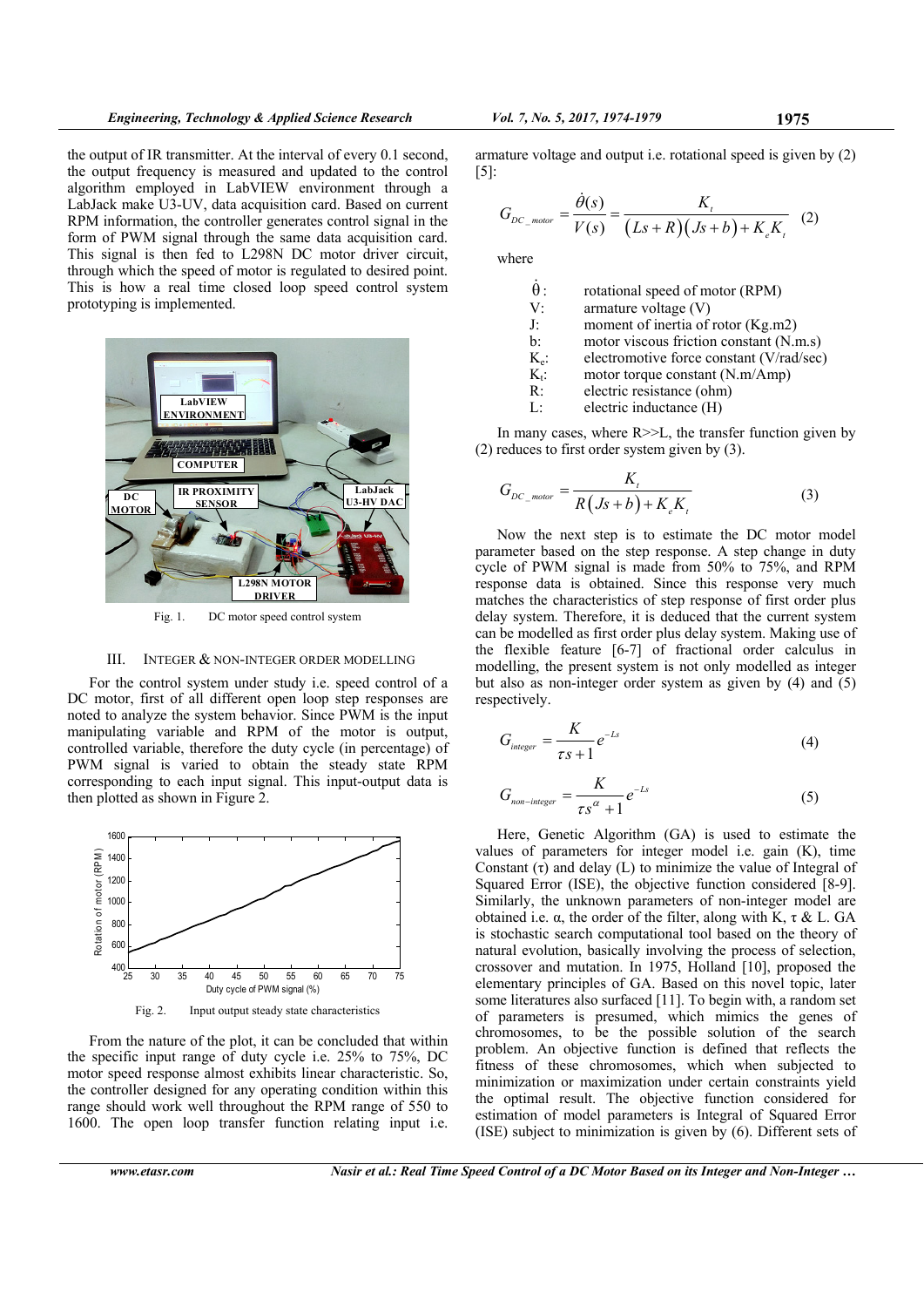the output of IR transmitter. At the interval of every 0.1 second, the output frequency is measured and updated to the control algorithm employed in LabVIEW environment through a LabJack make U3-UV, data acquisition card. Based on current RPM information, the controller generates control signal in the form of PWM signal through the same data acquisition card. This signal is then fed to L298N DC motor driver circuit, through which the speed of motor is regulated to desired point. This is how a real time closed loop speed control system prototyping is implemented.

Fig. 1. DC motor speed control system

## III. INTEGER & NON-INTEGER ORDER MODELLING

For the control system under study i.e. speed control of a DC motor, first of all different open loop step responses are noted to analyze the system behavior. Since PWM is the input manipulating variable and RPM of the motor is output, controlled variable, therefore the duty cycle (in percentage) of PWM signal is varied to obtain the steady state RPM corresponding to each input signal. This input-output data is then plotted as shown in Figure 2.

Fig. 2. Input output steady state characteristics

From the nature of the plot, it can be concluded that within the specific input range of duty cycle i.e. 25% to 75%, DC motor speed response almost exhibits linear characteristic. So, the controller designed for any operating condition within this range should work well throughout the RPM range of 550 to 1600. The open loop transfer function relating input i.e. armature voltage and output i.e. rotational speed is given by (2) [5]:

$$G_{DC\_motor} = \frac{\dot{\theta}(s)}{V(s)} = \frac{K_t}{(Ls+R)(Js+b)+K_e K_t} \quad (2)$$

where

- $\dot{\theta}$: rotational speed of motor (RPM)
- V: armature voltage (V)
- J: moment of inertia of rotor (Kg.m2)
- b: motor viscous friction constant (N.m.s)
- $K_e$: electromotive force constant (V/rad/sec)
- $K_t$: motor torque constant (N.m/Amp)
- R: electric resistance (ohm)
- L: electric inductance (H)

In many cases, where R>>L, the transfer function given by (2) reduces to first order system given by (3).

$$G_{DC\_motor} = \frac{K_t}{R(Js+b)+K_e K_t} \quad (3)$$

Now the next step is to estimate the DC motor model parameter based on the step response. A step change in duty cycle of PWM signal is made from 50% to 75%, and RPM response data is obtained. Since this response very much matches the characteristics of step response of first order plus delay system. Therefore, it is deduced that the current system can be modelled as first order plus delay system. Making use of the flexible feature [6-7] of fractional order calculus in modelling, the present system is not only modelled as integer but also as non-integer order system as given by (4) and (5) respectively.

$$G_{integer} = \frac{K}{\tau s+1} e^{-Ls} \quad (4)$$

$$G_{non-integer} = \frac{K}{\tau s^{\alpha}+1} e^{-Ls} \quad (5)$$

Here, Genetic Algorithm (GA) is used to estimate the values of parameters for integer model i.e. gain (K), time Constant (τ) and delay (L) to minimize the value of Integral of Squared Error (ISE), the objective function considered [8-9]. Similarly, the unknown parameters of non-integer model are obtained i.e. α, the order of the filter, along with K, τ & L. GA is stochastic search computational tool based on the theory of natural evolution, basically involving the process of selection, crossover and mutation. In 1975, Holland [10], proposed the elementary principles of GA. Based on this novel topic, later some literatures also surfaced [11]. To begin with, a random set of parameters is presumed, which mimics the genes of chromosomes, to be the possible solution of the search problem. An objective function is defined that reflects the fitness of these chromosomes, which when subjected to minimization or maximization under certain constraints yield the optimal result. The objective function considered for estimation of model parameters is Integral of Squared Error (ISE) subject to minimization is given by (6). Different sets of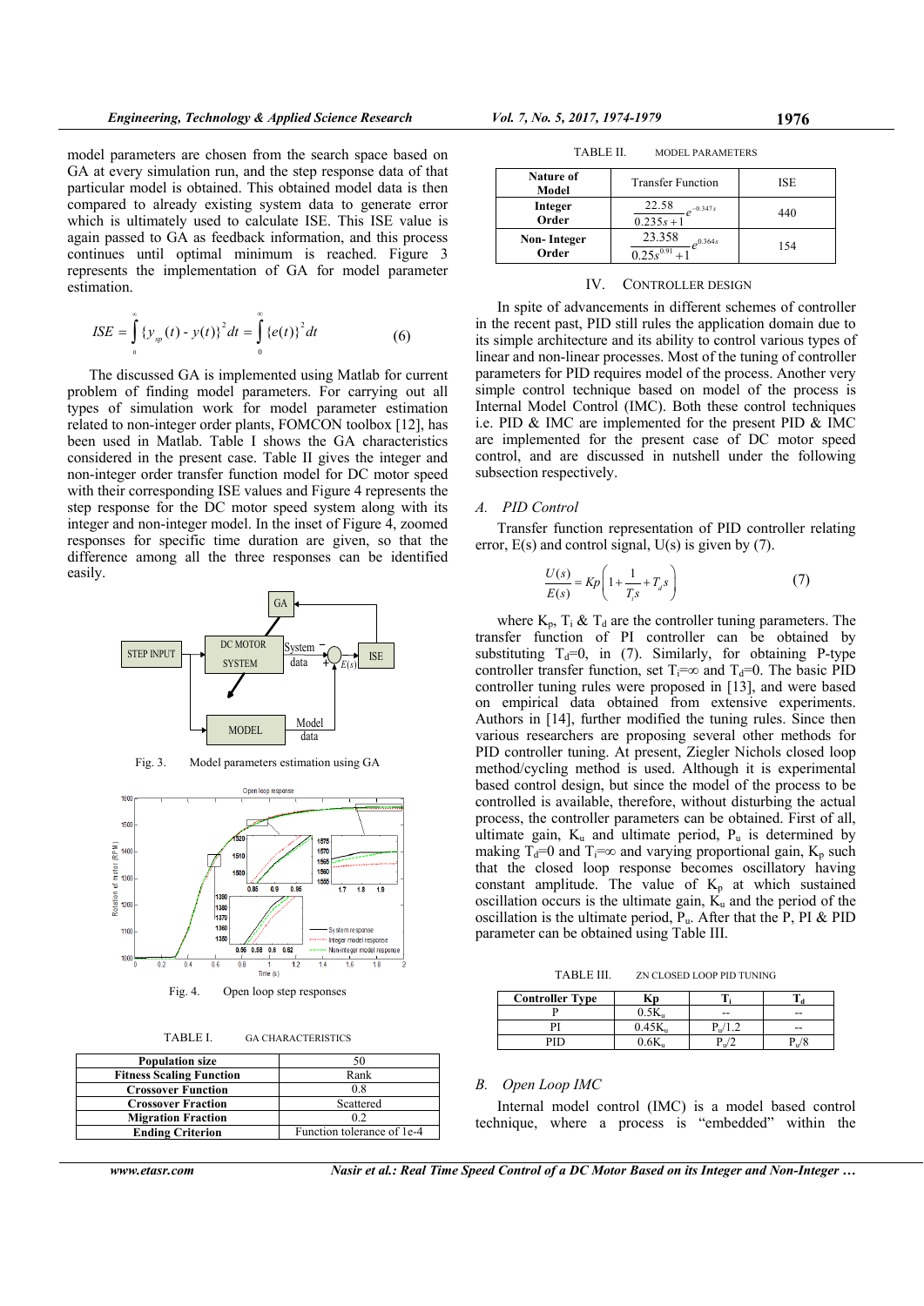model parameters are chosen from the search space based on GA at every simulation run, and the step response data of that particular model is obtained. This obtained model data is then compared to already existing system data to generate error which is ultimately used to calculate ISE. This ISE value is again passed to GA as feedback information, and this process continues until optimal minimum is reached. Figure 3 represents the implementation of GA for model parameter estimation.

$$ISE = \int_0^\infty \{y_{sp}(t) - y(t)\}^2 dt = \int_0^\infty \{e(t)\}^2 dt \quad (6)$$

The discussed GA is implemented using Matlab for current problem of finding model parameters. For carrying out all types of simulation work for model parameter estimation related to non-integer order plants, FOMCON toolbox [12], has been used in Matlab. Table I shows the GA characteristics considered in the present case. Table II gives the integer and non-integer order transfer function model for DC motor speed with their corresponding ISE values and Figure 4 represents the step response for the DC motor speed system along with its integer and non-integer model. In the inset of Figure 4, zoomed responses for specific time duration are given, so that the difference among all the three responses can be identified easily.

Fig. 3. Model parameters estimation using GA

Fig. 4. Open loop step responses

TABLE I. GA CHARACTERISTICS

| | |
|---|---|
| **Population size** | 50 |
| **Fitness Scaling Function** | Rank |
| **Crossover Function** | 0.8 |
| **Crossover Fraction** | Scattered |
| **Migration Fraction** | 0.2 |
| **Ending Criterion** | Function tolerance of 1e-4 |

TABLE II. MODEL PARAMETERS

| Nature of Model | Transfer Function | ISE |
|---|---|---|
| **Integer Order** | $\frac{22.58}{0.235s+1}e^{-0.347s}$ | 440 |
| **Non- Integer Order** | $\frac{23.358}{0.25s^{0.91}+1}e^{0.364s}$ | 154 |

## IV. CONTROLLER DESIGN

In spite of advancements in different schemes of controller in the recent past, PID still rules the application domain due to its simple architecture and its ability to control various types of linear and non-linear processes. Most of the tuning of controller parameters for PID requires model of the process. Another very simple control technique based on model of the process is Internal Model Control (IMC). Both these control techniques i.e. PID & IMC are implemented for the present PID & IMC are implemented for the present case of DC motor speed control, and are discussed in nutshell under the following subsection respectively.

### *A. PID Control*

Transfer function representation of PID controller relating error, E(s) and control signal, U(s) is given by (7).

$$\frac{U(s)}{E(s)} = Kp\left(1 + \frac{1}{T_i s} + T_d s\right) \quad (7)$$

where $K_p$, $T_i$ & $T_d$ are the controller tuning parameters. The transfer function of PI controller can be obtained by substituting $T_d$=0, in (7). Similarly, for obtaining P-type controller transfer function, set $T_i=\infty$ and $T_d$=0. The basic PID controller tuning rules were proposed in [13], and were based on empirical data obtained from extensive experiments. Authors in [14], further modified the tuning rules. Since then various researchers are proposing several other methods for PID controller tuning. At present, Ziegler Nichols closed loop method/cycling method is used. Although it is experimental based control design, but since the model of the process to be controlled is available, therefore, without disturbing the actual process, the controller parameters can be obtained. First of all, ultimate gain, $K_u$ and ultimate period, $P_u$ is determined by making $T_d$=0 and $T_i=\infty$ and varying proportional gain, $K_p$ such that the closed loop response becomes oscillatory having constant amplitude. The value of $K_p$ at which sustained oscillation occurs is the ultimate gain, $K_u$ and the period of the oscillation is the ultimate period, $P_u$. After that the P, PI & PID parameter can be obtained using Table III.

TABLE III. ZN CLOSED LOOP PID TUNING

| Controller Type | Kp | $T_i$ | $T_d$ |
|---|---|---|---|
| P | $0.5K_u$ | -- | -- |
| PI | $0.45K_u$ | $P_u/1.2$ | -- |
| PID | $0.6K_u$ | $P_u/2$ | $P_u/8$ |

### *B. Open Loop IMC*

Internal model control (IMC) is a model based control technique, where a process is "embedded" within the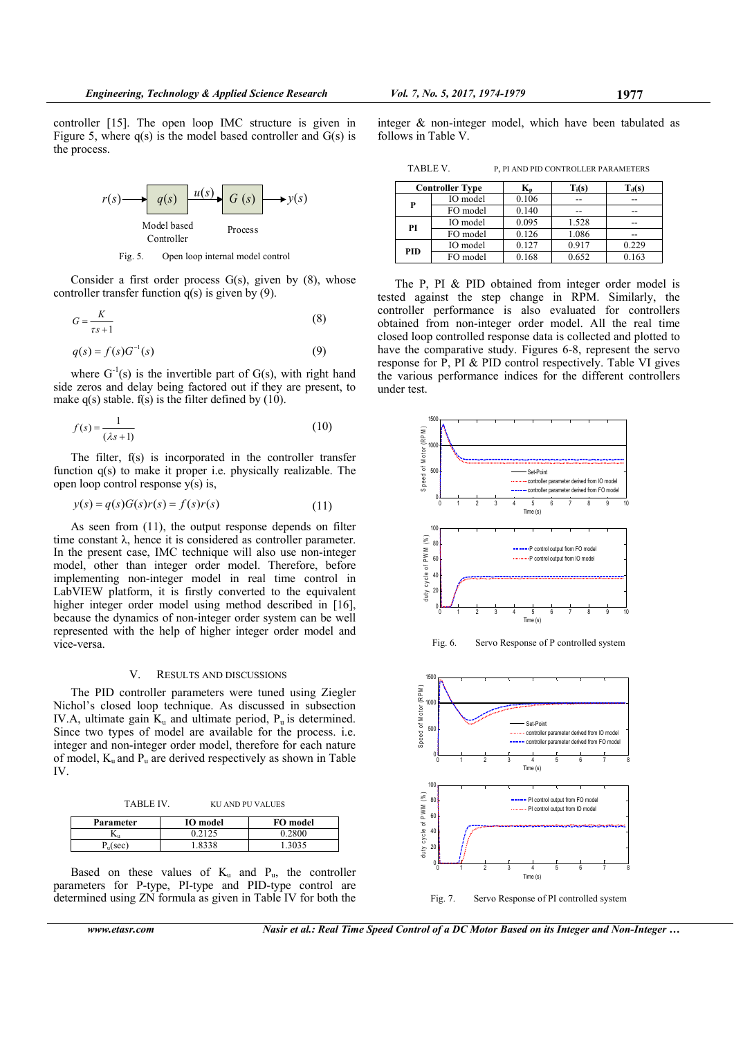controller [15]. The open loop IMC structure is given in Figure 5, where q(s) is the model based controller and G(s) is the process.

Fig. 5. Open loop internal model control

Consider a first order process G(s), given by (8), whose controller transfer function q(s) is given by (9).

$$G = \frac{K}{\tau s + 1} \tag{8}$$

$$q(s) = f(s) G^{-1}(s) \tag{9}$$

where $G^{-1}(s)$ is the invertible part of G(s), with right hand side zeros and delay being factored out if they are present, to make q(s) stable. f(s) is the filter defined by (10).

$$f(s) = \frac{1}{(\lambda s + 1)} \tag{10}$$

The filter, f(s) is incorporated in the controller transfer function q(s) to make it proper i.e. physically realizable. The open loop control response y(s) is,

$$y(s) = q(s) G(s) r(s) = f(s) r(s) \tag{11}$$

As seen from (11), the output response depends on filter time constant λ, hence it is considered as controller parameter. In the present case, IMC technique will also use non-integer model, other than integer order model. Therefore, before implementing non-integer model in real time control in LabVIEW platform, it is firstly converted to the equivalent higher integer order model using method described in [16], because the dynamics of non-integer order system can be well represented with the help of higher integer order model and vice-versa.

## V. RESULTS AND DISCUSSIONS

The PID controller parameters were tuned using Ziegler Nichol's closed loop technique. As discussed in subsection IV.A, ultimate gain $K_u$ and ultimate period, $P_u$ is determined. Since two types of model are available for the process. i.e. integer and non-integer order model, therefore for each nature of model, $K_u$ and $P_u$ are derived respectively as shown in Table IV.

TABLE IV. KU AND PU VALUES

| Parameter | IO model | FO model |
|---|---|---|
| $K_u$ | 0.2125 | 0.2800 |
| $P_u$(sec) | 1.8338 | 1.3035 |

Based on these values of $K_u$ and $P_u$, the controller parameters for P-type, PI-type and PID-type control are determined using ZN formula as given in Table IV for both the integer & non-integer model, which have been tabulated as follows in Table V.

TABLE V. P, PI AND PID CONTROLLER PARAMETERS

| Controller Type | | $K_p$ | $T_i$(s) | $T_d$(s) |
|---|---|---|---|---|
| P | IO model | 0.106 | -- | -- |
| | FO model | 0.140 | -- | -- |
| PI | IO model | 0.095 | 1.528 | -- |
| | FO model | 0.126 | 1.086 | -- |
| PID | IO model | 0.127 | 0.917 | 0.229 |
| | FO model | 0.168 | 0.652 | 0.163 |

The P, PI & PID obtained from integer order model is tested against the step change in RPM. Similarly, the controller performance is also evaluated for controllers obtained from non-integer order model. All the real time closed loop controlled response data is collected and plotted to have the comparative study. Figures 6-8, represent the servo response for P, PI & PID control respectively. Table VI gives the various performance indices for the different controllers under test.

Fig. 6. Servo Response of P controlled system

Fig. 7. Servo Response of PI controlled system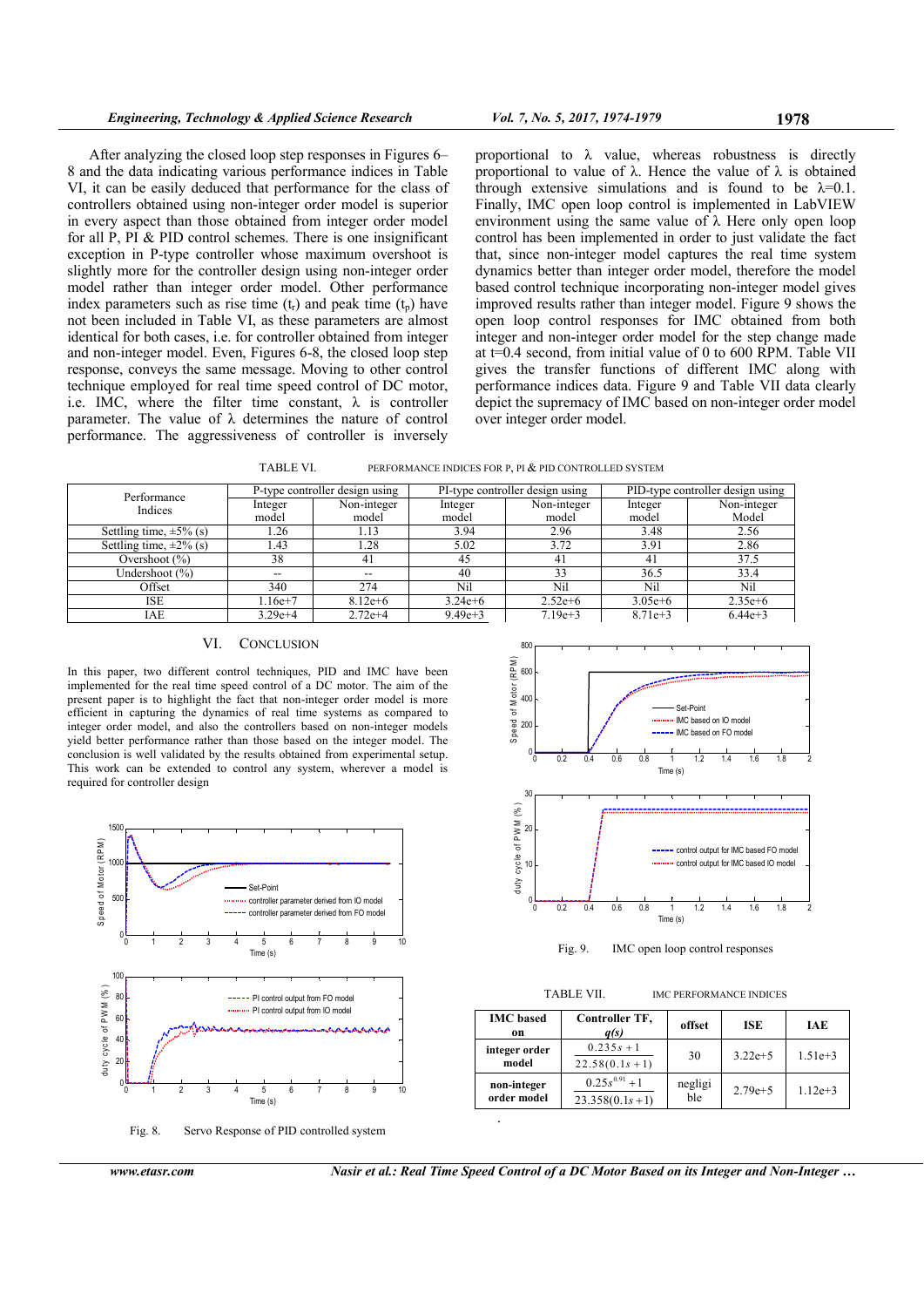After analyzing the closed loop step responses in Figures 6–8 and the data indicating various performance indices in Table VI, it can be easily deduced that performance for the class of controllers obtained using non-integer order model is superior in every aspect than those obtained from integer order model for all P, PI & PID control schemes. There is one insignificant exception in P-type controller whose maximum overshoot is slightly more for the controller design using non-integer order model rather than integer order model. Other performance index parameters such as rise time ($t_r$) and peak time ($t_p$) have not been included in Table VI, as these parameters are almost identical for both cases, i.e. for controller obtained from integer and non-integer model. Even, Figures 6-8, the closed loop step response, conveys the same message. Moving to other control technique employed for real time speed control of DC motor, i.e. IMC, where the filter time constant, λ is controller parameter. The value of λ determines the nature of control performance. The aggressiveness of controller is inversely proportional to λ value, whereas robustness is directly proportional to value of λ. Hence the value of λ is obtained through extensive simulations and is found to be λ=0.1. Finally, IMC open loop control is implemented in LabVIEW environment using the same value of λ Here only open loop control has been implemented in order to just validate the fact that, since non-integer model captures the real time system dynamics better than integer order model, therefore the model based control technique incorporating non-integer model gives improved results rather than integer model. Figure 9 shows the open loop control responses for IMC obtained from both integer and non-integer order model for the step change made at t=0.4 second, from initial value of 0 to 600 RPM. Table VII gives the transfer functions of different IMC along with performance indices data. Figure 9 and Table VII data clearly depict the supremacy of IMC based on non-integer order model over integer order model.

TABLE VI. PERFORMANCE INDICES FOR P, PI & PID CONTROLLED SYSTEM

| Performance Indices | P-type controller design using | | PI-type controller design using | | PID-type controller design using | |
|---|---|---|---|---|---|---|
| | Integer model | Non-integer model | Integer model | Non-integer model | Integer model | Non-integer Model |
| Settling time, ±5% (s) | 1.26 | 1.13 | 3.94 | 2.96 | 3.48 | 2.56 |
| Settling time, ±2% (s) | 1.43 | 1.28 | 5.02 | 3.72 | 3.91 | 2.86 |
| Overshoot (%) | 38 | 41 | 45 | 41 | 41 | 37.5 |
| Undershoot (%) | -- | -- | 40 | 33 | 36.5 | 33.4 |
| Offset | 340 | 274 | Nil | Nil | Nil | Nil |
| ISE | 1.16e+7 | 8.12e+6 | 3.24e+6 | 2.52e+6 | 3.05e+6 | 2.35e+6 |
| IAE | 3.29e+4 | 2.72e+4 | 9.49e+3 | 7.19e+3 | 8.71e+3 | 6.44e+3 |

## VI. CONCLUSION

In this paper, two different control techniques, PID and IMC have been implemented for the real time speed control of a DC motor. The aim of the present paper is to highlight the fact that non-integer order model is more efficient in capturing the dynamics of real time systems as compared to integer order model, and also the controllers based on non-integer models yield better performance rather than those based on the integer model. The conclusion is well validated by the results obtained from experimental setup. This work can be extended to control any system, wherever a model is required for controller design

Fig. 8. Servo Response of PID controlled system

Fig. 9. IMC open loop control responses

TABLE VII. IMC PERFORMANCE INDICES

| IMC based on | Controller TF, q(s) | offset | ISE | IAE |
|---|---|---|---|---|
| integer order model | $\frac{0.235s+1}{22.58(0.1s+1)}$ | 30 | 3.22e+5 | 1.51e+3 |
| non-integer order model | $\frac{0.25s^{0.91}+1}{23.358(0.1s+1)}$ | negligible | 2.79e+5 | 1.12e+3 |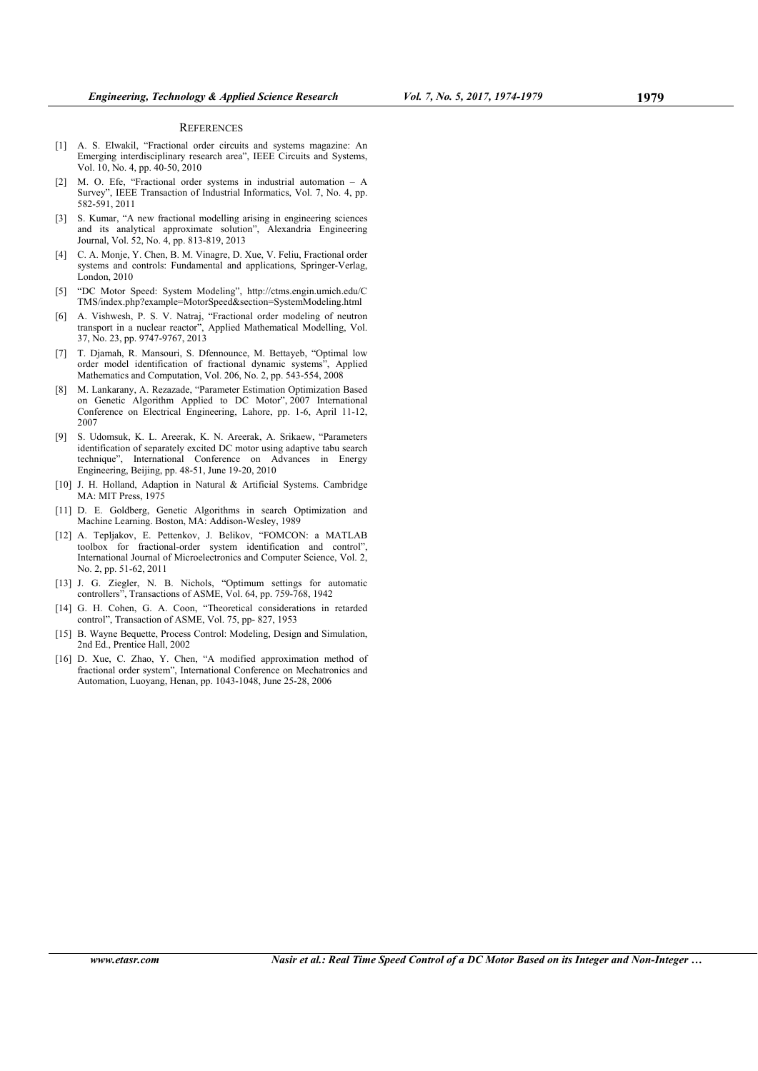## REFERENCES

[1] A. S. Elwakil, "Fractional order circuits and systems magazine: An Emerging interdisciplinary research area", IEEE Circuits and Systems, Vol. 10, No. 4, pp. 40-50, 2010

[2] M. O. Efe, "Fractional order systems in industrial automation – A Survey", IEEE Transaction of Industrial Informatics, Vol. 7, No. 4, pp. 582-591, 2011

[3] S. Kumar, "A new fractional modelling arising in engineering sciences and its analytical approximate solution", Alexandria Engineering Journal, Vol. 52, No. 4, pp. 813-819, 2013

[4] C. A. Monje, Y. Chen, B. M. Vinagre, D. Xue, V. Feliu, Fractional order systems and controls: Fundamental and applications, Springer-Verlag, London, 2010

[5] "DC Motor Speed: System Modeling", http://ctms.engin.umich.edu/CTMS/index.php?example=MotorSpeed&section=SystemModeling.html

[6] A. Vishwesh, P. S. V. Natraj, "Fractional order modeling of neutron transport in a nuclear reactor", Applied Mathematical Modelling, Vol. 37, No. 23, pp. 9747-9767, 2013

[7] T. Djamah, R. Mansouri, S. Dfennounce, M. Bettayeb, "Optimal low order model identification of fractional dynamic systems", Applied Mathematics and Computation, Vol. 206, No. 2, pp. 543-554, 2008

[8] M. Lankarany, A. Rezazade, "Parameter Estimation Optimization Based on Genetic Algorithm Applied to DC Motor", 2007 International Conference on Electrical Engineering, Lahore, pp. 1-6, April 11-12, 2007

[9] S. Udomsuk, K. L. Areerak, K. N. Areerak, A. Srikaew, "Parameters identification of separately excited DC motor using adaptive tabu search technique", International Conference on Advances in Energy Engineering, Beijing, pp. 48-51, June 19-20, 2010

[10] J. H. Holland, Adaption in Natural & Artificial Systems. Cambridge MA: MIT Press, 1975

[11] D. E. Goldberg, Genetic Algorithms in search Optimization and Machine Learning. Boston, MA: Addison-Wesley, 1989

[12] A. Tepljakov, E. Pettenkov, J. Belikov, "FOMCON: a MATLAB toolbox for fractional-order system identification and control", International Journal of Microelectronics and Computer Science, Vol. 2, No. 2, pp. 51-62, 2011

[13] J. G. Ziegler, N. B. Nichols, "Optimum settings for automatic controllers", Transactions of ASME, Vol. 64, pp. 759-768, 1942

[14] G. H. Cohen, G. A. Coon, "Theoretical considerations in retarded control", Transaction of ASME, Vol. 75, pp- 827, 1953

[15] B. Wayne Bequette, Process Control: Modeling, Design and Simulation, 2nd Ed., Prentice Hall, 2002

[16] D. Xue, C. Zhao, Y. Chen, "A modified approximation method of fractional order system", International Conference on Mechatronics and Automation, Luoyang, Henan, pp. 1043-1048, June 25-28, 2006